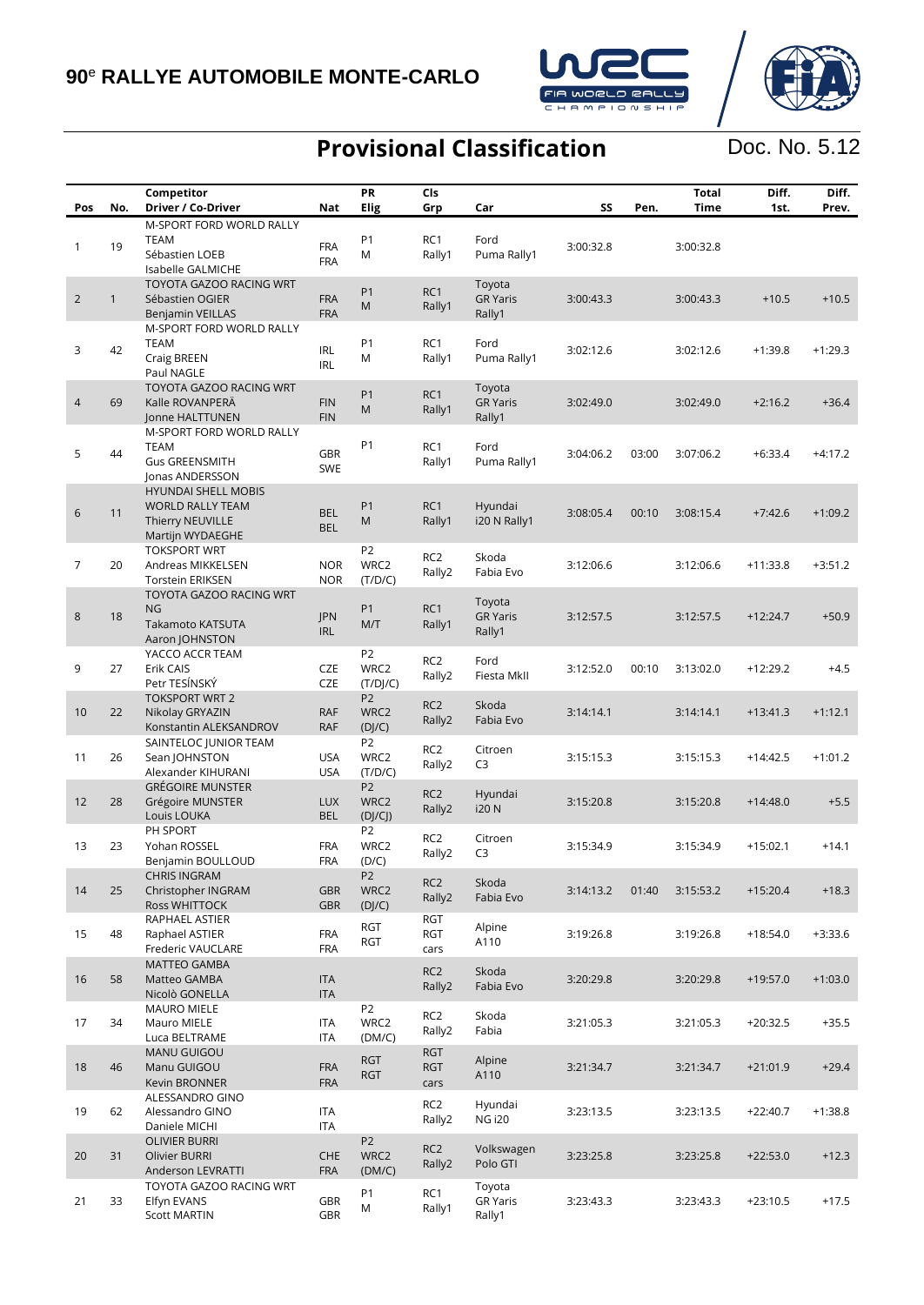# 90e RALLYE AUTOMOBILE MONTE-CARLO

## Provisional Classification

Doc. No. 5.12

| Pos | No. | Competitor / Driver / Co-Driver | Nat | PR Elig | Cls Grp | Car | SS | Pen. | Total Time | Diff. 1st. | Diff. Prev. |
|---|---|---|---|---|---|---|---|---|---|---|---|
| 1 | 19 | M-SPORT FORD WORLD RALLY TEAM<br>Sébastien LOEB<br>Isabelle GALMICHE | FRA<br>FRA | P1<br>M | RC1<br>Rally1 | Ford<br>Puma Rally1 | 3:00:32.8 | | 3:00:32.8 | | |
| 2 | 1 | TOYOTA GAZOO RACING WRT<br>Sébastien OGIER<br>Benjamin VEILLAS | FRA<br>FRA | P1<br>M | RC1<br>Rally1 | Toyota<br>GR Yaris<br>Rally1 | 3:00:43.3 | | 3:00:43.3 | +10.5 | +10.5 |
| 3 | 42 | M-SPORT FORD WORLD RALLY TEAM<br>Craig BREEN<br>Paul NAGLE | IRL<br>IRL | P1<br>M | RC1<br>Rally1 | Ford<br>Puma Rally1 | 3:02:12.6 | | 3:02:12.6 | +1:39.8 | +1:29.3 |
| 4 | 69 | TOYOTA GAZOO RACING WRT<br>Kalle ROVANPERÄ<br>Jonne HALTTUNEN | FIN<br>FIN | P1<br>M | RC1<br>Rally1 | Toyota<br>GR Yaris<br>Rally1 | 3:02:49.0 | | 3:02:49.0 | +2:16.2 | +36.4 |
| 5 | 44 | M-SPORT FORD WORLD RALLY TEAM<br>Gus GREENSMITH<br>Jonas ANDERSSON | GBR<br>SWE | P1 | RC1<br>Rally1 | Ford<br>Puma Rally1 | 3:04:06.2 | 03:00 | 3:07:06.2 | +6:33.4 | +4:17.2 |
| 6 | 11 | HYUNDAI SHELL MOBIS WORLD RALLY TEAM<br>Thierry NEUVILLE<br>Martijn WYDAEGHE | BEL<br>BEL | P1<br>M | RC1<br>Rally1 | Hyundai<br>i20 N Rally1 | 3:08:05.4 | 00:10 | 3:08:15.4 | +7:42.6 | +1:09.2 |
| 7 | 20 | TOKSPORT WRT<br>Andreas MIKKELSEN<br>Torstein ERIKSEN | NOR<br>NOR | P2<br>WRC2<br>(T/D/C) | RC2<br>Rally2 | Skoda<br>Fabia Evo | 3:12:06.6 | | 3:12:06.6 | +11:33.8 | +3:51.2 |
| 8 | 18 | TOYOTA GAZOO RACING WRT NG<br>Takamoto KATSUTA<br>Aaron JOHNSTON | JPN<br>IRL | P1<br>M/T | RC1<br>Rally1 | Toyota<br>GR Yaris<br>Rally1 | 3:12:57.5 | | 3:12:57.5 | +12:24.7 | +50.9 |
| 9 | 27 | YACCO ACCR TEAM<br>Erik CAIS<br>Petr TESÍNSKÝ | CZE<br>CZE | P2<br>WRC2<br>(T/DJ/C) | RC2<br>Rally2 | Ford<br>Fiesta MkII | 3:12:52.0 | 00:10 | 3:13:02.0 | +12:29.2 | +4.5 |
| 10 | 22 | TOKSPORT WRT 2<br>Nikolay GRYAZIN<br>Konstantin ALEKSANDROV | RAF<br>RAF | P2<br>WRC2<br>(DJ/C) | RC2<br>Rally2 | Skoda<br>Fabia Evo | 3:14:14.1 | | 3:14:14.1 | +13:41.3 | +1:12.1 |
| 11 | 26 | SAINTELOC JUNIOR TEAM<br>Sean JOHNSTON<br>Alexander KIHURANI | USA<br>USA | P2<br>WRC2<br>(T/D/C) | RC2<br>Rally2 | Citroen<br>C3 | 3:15:15.3 | | 3:15:15.3 | +14:42.5 | +1:01.2 |
| 12 | 28 | GRÉGOIRE MUNSTER<br>Grégoire MUNSTER<br>Louis LOUKA | LUX<br>BEL | P2<br>WRC2<br>(DJ/CJ) | RC2<br>Rally2 | Hyundai<br>i20 N | 3:15:20.8 | | 3:15:20.8 | +14:48.0 | +5.5 |
| 13 | 23 | PH SPORT<br>Yohan ROSSEL<br>Benjamin BOULLOUD | FRA<br>FRA | P2<br>WRC2<br>(D/C) | RC2<br>Rally2 | Citroen<br>C3 | 3:15:34.9 | | 3:15:34.9 | +15:02.1 | +14.1 |
| 14 | 25 | CHRIS INGRAM<br>Christopher INGRAM<br>Ross WHITTOCK | GBR<br>GBR | P2<br>WRC2<br>(DJ/C) | RC2<br>Rally2 | Skoda<br>Fabia Evo | 3:14:13.2 | 01:40 | 3:15:53.2 | +15:20.4 | +18.3 |
| 15 | 48 | RAPHAEL ASTIER<br>Raphael ASTIER<br>Frederic VAUCLARE | FRA<br>FRA | RGT<br>RGT | RGT<br>RGT<br>cars | Alpine<br>A110 | 3:19:26.8 | | 3:19:26.8 | +18:54.0 | +3:33.6 |
| 16 | 58 | MATTEO GAMBA<br>Matteo GAMBA<br>Nicolò GONELLA | ITA<br>ITA | | RC2<br>Rally2 | Skoda<br>Fabia Evo | 3:20:29.8 | | 3:20:29.8 | +19:57.0 | +1:03.0 |
| 17 | 34 | MAURO MIELE<br>Mauro MIELE<br>Luca BELTRAME | ITA<br>ITA | P2<br>WRC2<br>(DM/C) | RC2<br>Rally2 | Skoda<br>Fabia | 3:21:05.3 | | 3:21:05.3 | +20:32.5 | +35.5 |
| 18 | 46 | MANU GUIGOU<br>Manu GUIGOU<br>Kevin BRONNER | FRA<br>FRA | RGT<br>RGT | RGT<br>RGT<br>cars | Alpine<br>A110 | 3:21:34.7 | | 3:21:34.7 | +21:01.9 | +29.4 |
| 19 | 62 | ALESSANDRO GINO<br>Alessandro GINO<br>Daniele MICHI | ITA<br>ITA | | RC2<br>Rally2 | Hyundai<br>NG i20 | 3:23:13.5 | | 3:23:13.5 | +22:40.7 | +1:38.8 |
| 20 | 31 | OLIVIER BURRI<br>Olivier BURRI<br>Anderson LEVRATTI | CHE<br>FRA | P2<br>WRC2<br>(DM/C) | RC2<br>Rally2 | Volkswagen<br>Polo GTI | 3:23:25.8 | | 3:23:25.8 | +22:53.0 | +12.3 |
| 21 | 33 | TOYOTA GAZOO RACING WRT<br>Elfyn EVANS<br>Scott MARTIN | GBR<br>GBR | P1<br>M | RC1<br>Rally1 | Toyota<br>GR Yaris<br>Rally1 | 3:23:43.3 | | 3:23:43.3 | +23:10.5 | +17.5 |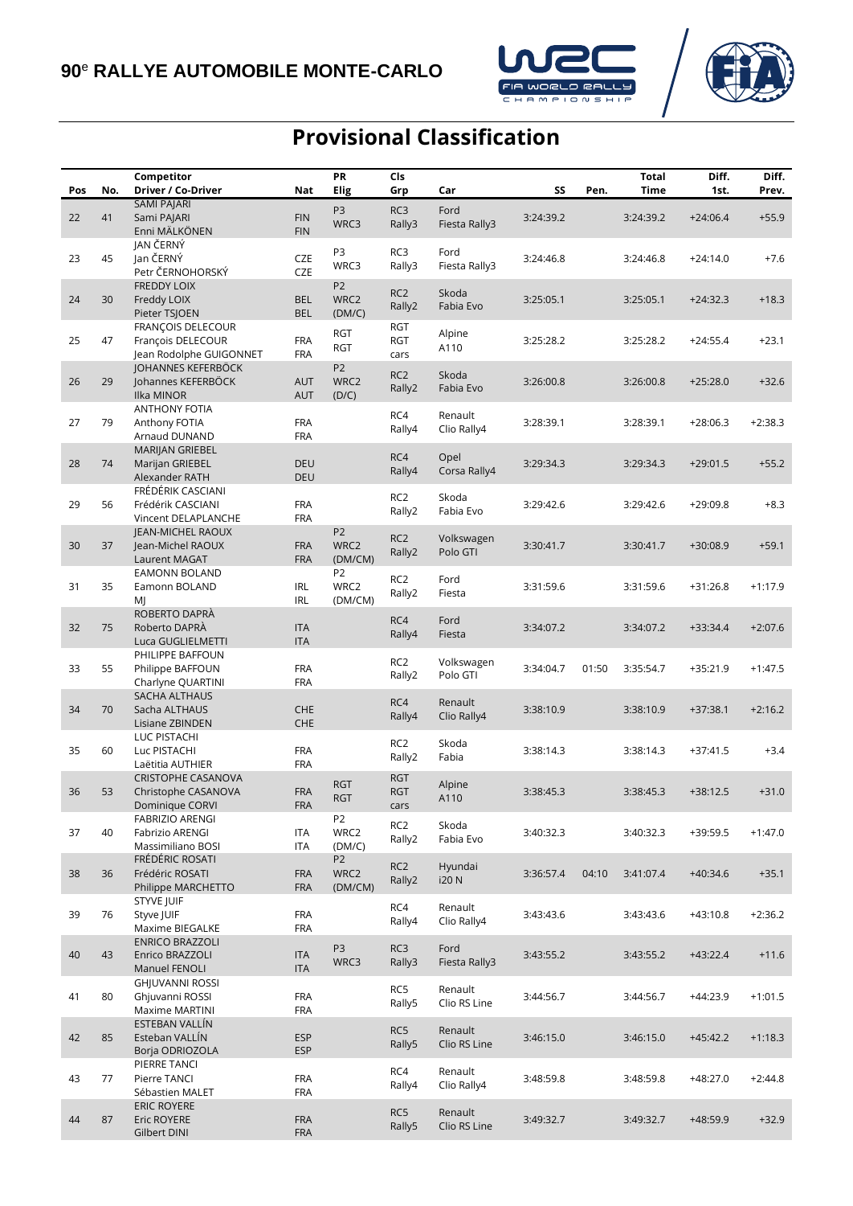# 90[e] RALLYE AUTOMOBILE MONTE-CARLO

## Provisional Classification

| Pos | No. | Competitor<br>Driver / Co-Driver | Nat | PR<br>Elig | Cls<br>Grp | Car | SS | Pen. | Total<br>Time | Diff.<br>1st. | Diff.<br>Prev. |
|---|---|---|---|---|---|---|---|---|---|---|---|
| 22 | 41 | SAMI PAJARI<br>Sami PAJARI<br>Enni MÄLKÖNEN | FIN<br>FIN | P3<br>WRC3 | RC3<br>Rally3 | Ford<br>Fiesta Rally3 | 3:24:39.2 | | 3:24:39.2 | +24:06.4 | +55.9 |
| 23 | 45 | JAN ČERNÝ<br>Jan ČERNÝ<br>Petr ČERNOHORSKÝ | CZE<br>CZE | P3<br>WRC3 | RC3<br>Rally3 | Ford<br>Fiesta Rally3 | 3:24:46.8 | | 3:24:46.8 | +24:14.0 | +7.6 |
| 24 | 30 | FREDDY LOIX<br>Freddy LOIX<br>Pieter TSJOEN | BEL<br>BEL | P2<br>WRC2<br>(DM/C) | RC2<br>Rally2 | Skoda<br>Fabia Evo | 3:25:05.1 | | 3:25:05.1 | +24:32.3 | +18.3 |
| 25 | 47 | FRANÇOIS DELECOUR<br>François DELECOUR<br>Jean Rodolphe GUIGONNET | FRA<br>FRA | RGT<br>RGT | RGT<br>RGT<br>cars | Alpine<br>A110 | 3:25:28.2 | | 3:25:28.2 | +24:55.4 | +23.1 |
| 26 | 29 | JOHANNES KEFERBÖCK<br>Johannes KEFERBÖCK<br>Ilka MINOR | AUT<br>AUT | P2<br>WRC2<br>(D/C) | RC2<br>Rally2 | Skoda<br>Fabia Evo | 3:26:00.8 | | 3:26:00.8 | +25:28.0 | +32.6 |
| 27 | 79 | ANTHONY FOTIA<br>Anthony FOTIA<br>Arnaud DUNAND | FRA<br>FRA | | RC4<br>Rally4 | Renault<br>Clio Rally4 | 3:28:39.1 | | 3:28:39.1 | +28:06.3 | +2:38.3 |
| 28 | 74 | MARIJAN GRIEBEL<br>Marijan GRIEBEL<br>Alexander RATH | DEU<br>DEU | | RC4<br>Rally4 | Opel<br>Corsa Rally4 | 3:29:34.3 | | 3:29:34.3 | +29:01.5 | +55.2 |
| 29 | 56 | FRÉDÉRIK CASCIANI<br>Frédérik CASCIANI<br>Vincent DELAPLANCHE | FRA<br>FRA | | RC2<br>Rally2 | Skoda<br>Fabia Evo | 3:29:42.6 | | 3:29:42.6 | +29:09.8 | +8.3 |
| 30 | 37 | JEAN-MICHEL RAOUX<br>Jean-Michel RAOUX<br>Laurent MAGAT | FRA<br>FRA | P2<br>WRC2<br>(DM/CM) | RC2<br>Rally2 | Volkswagen<br>Polo GTI | 3:30:41.7 | | 3:30:41.7 | +30:08.9 | +59.1 |
| 31 | 35 | EAMONN BOLAND<br>Eamonn BOLAND<br>MJ | IRL<br>IRL | P2<br>WRC2<br>(DM/CM) | RC2<br>Rally2 | Ford<br>Fiesta | 3:31:59.6 | | 3:31:59.6 | +31:26.8 | +1:17.9 |
| 32 | 75 | ROBERTO DAPRÀ<br>Roberto DAPRÀ<br>Luca GUGLIELMETTI | ITA<br>ITA | | RC4<br>Rally4 | Ford<br>Fiesta | 3:34:07.2 | | 3:34:07.2 | +33:34.4 | +2:07.6 |
| 33 | 55 | PHILIPPE BAFFOUN<br>Philippe BAFFOUN<br>Charlyne QUARTINI | FRA<br>FRA | | RC2<br>Rally2 | Volkswagen<br>Polo GTI | 3:34:04.7 | 01:50 | 3:35:54.7 | +35:21.9 | +1:47.5 |
| 34 | 70 | SACHA ALTHAUS<br>Sacha ALTHAUS<br>Lisiane ZBINDEN | CHE<br>CHE | | RC4<br>Rally4 | Renault<br>Clio Rally4 | 3:38:10.9 | | 3:38:10.9 | +37:38.1 | +2:16.2 |
| 35 | 60 | LUC PISTACHI<br>Luc PISTACHI<br>Laëtitia AUTHIER | FRA<br>FRA | | RC2<br>Rally2 | Skoda<br>Fabia | 3:38:14.3 | | 3:38:14.3 | +37:41.5 | +3.4 |
| 36 | 53 | CRISTOPHE CASANOVA<br>Christophe CASANOVA<br>Dominique CORVI | FRA<br>FRA | RGT<br>RGT | RGT<br>RGT<br>cars | Alpine<br>A110 | 3:38:45.3 | | 3:38:45.3 | +38:12.5 | +31.0 |
| 37 | 40 | FABRIZIO ARENGI<br>Fabrizio ARENGI<br>Massimiliano BOSI | ITA<br>ITA | P2<br>WRC2<br>(DM/C) | RC2<br>Rally2 | Skoda<br>Fabia Evo | 3:40:32.3 | | 3:40:32.3 | +39:59.5 | +1:47.0 |
| 38 | 36 | FRÉDÉRIC ROSATI<br>Frédéric ROSATI<br>Philippe MARCHETTO | FRA<br>FRA | P2<br>WRC2<br>(DM/CM) | RC2<br>Rally2 | Hyundai<br>i20 N | 3:36:57.4 | 04:10 | 3:41:07.4 | +40:34.6 | +35.1 |
| 39 | 76 | STYVE JUIF<br>Styve JUIF<br>Maxime BIEGALKE | FRA<br>FRA | | RC4<br>Rally4 | Renault<br>Clio Rally4 | 3:43:43.6 | | 3:43:43.6 | +43:10.8 | +2:36.2 |
| 40 | 43 | ENRICO BRAZZOLI<br>Enrico BRAZZOLI<br>Manuel FENOLI | ITA<br>ITA | P3<br>WRC3 | RC3<br>Rally3 | Ford<br>Fiesta Rally3 | 3:43:55.2 | | 3:43:55.2 | +43:22.4 | +11.6 |
| 41 | 80 | GHJUVANNI ROSSI<br>Ghjuvanni ROSSI<br>Maxime MARTINI | FRA<br>FRA | | RC5<br>Rally5 | Renault<br>Clio RS Line | 3:44:56.7 | | 3:44:56.7 | +44:23.9 | +1:01.5 |
| 42 | 85 | ESTEBAN VALLÍN<br>Esteban VALLÍN<br>Borja ODRIOZOLA | ESP<br>ESP | | RC5<br>Rally5 | Renault<br>Clio RS Line | 3:46:15.0 | | 3:46:15.0 | +45:42.2 | +1:18.3 |
| 43 | 77 | PIERRE TANCI<br>Pierre TANCI<br>Sébastien MALET | FRA<br>FRA | | RC4<br>Rally4 | Renault<br>Clio Rally4 | 3:48:59.8 | | 3:48:59.8 | +48:27.0 | +2:44.8 |
| 44 | 87 | ERIC ROYERE<br>Eric ROYERE<br>Gilbert DINI | FRA<br>FRA | | RC5<br>Rally5 | Renault<br>Clio RS Line | 3:49:32.7 | | 3:49:32.7 | +48:59.9 | +32.9 |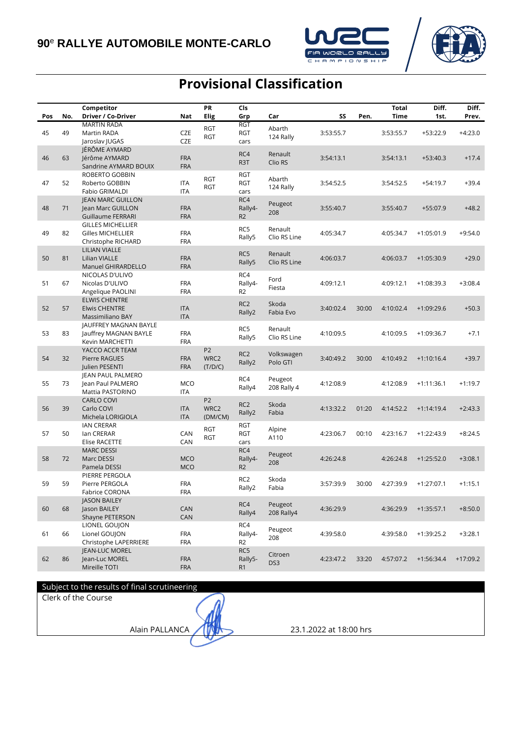# 90[e] RALLYE AUTOMOBILE MONTE-CARLO

## Provisional Classification

| Pos | No. | Competitor Driver / Co-Driver | Nat | PR Elig | Cls Grp | Car | SS | Pen. | Total Time | Diff. 1st. | Diff. Prev. |
|---|---|---|---|---|---|---|---|---|---|---|---|
| 45 | 49 | MARTIN RADA<br>Martin RADA<br>Jaroslav JUGAS | CZE<br>CZE | RGT<br>RGT | RGT<br>RGT<br>cars | Abarth 124 Rally | 3:53:55.7 | | 3:53:55.7 | +53:22.9 | +4:23.0 |
| 46 | 63 | JÉRÔME AYMARD<br>Jérôme AYMARD<br>Sandrine AYMARD BOUIX | FRA<br>FRA | | RC4<br>R3T | Renault Clio RS | 3:54:13.1 | | 3:54:13.1 | +53:40.3 | +17.4 |
| 47 | 52 | ROBERTO GOBBIN<br>Roberto GOBBIN<br>Fabio GRIMALDI | ITA<br>ITA | RGT<br>RGT | RGT<br>RGT<br>cars | Abarth 124 Rally | 3:54:52.5 | | 3:54:52.5 | +54:19.7 | +39.4 |
| 48 | 71 | JEAN MARC GUILLON<br>Jean Marc GUILLON<br>Guillaume FERRARI | FRA<br>FRA | | RC4<br>Rally4-<br>R2 | Peugeot 208 | 3:55:40.7 | | 3:55:40.7 | +55:07.9 | +48.2 |
| 49 | 82 | GILLES MICHELLIER<br>Gilles MICHELLIER<br>Christophe RICHARD | FRA<br>FRA | | RC5<br>Rally5 | Renault Clio RS Line | 4:05:34.7 | | 4:05:34.7 | +1:05:01.9 | +9:54.0 |
| 50 | 81 | LILIAN VIALLE<br>Lilian VIALLE<br>Manuel GHIRARDELLO | FRA<br>FRA | | RC5<br>Rally5 | Renault Clio RS Line | 4:06:03.7 | | 4:06:03.7 | +1:05:30.9 | +29.0 |
| 51 | 67 | NICOLAS D'ULIVO<br>Nicolas D'ULIVO<br>Angelique PAOLINI | FRA<br>FRA | | RC4<br>Rally4-<br>R2 | Ford Fiesta | 4:09:12.1 | | 4:09:12.1 | +1:08:39.3 | +3:08.4 |
| 52 | 57 | ELWIS CHENTRE<br>Elwis CHENTRE<br>Massimiliano BAY | ITA<br>ITA | | RC2<br>Rally2 | Skoda Fabia Evo | 3:40:02.4 | 30:00 | 4:10:02.4 | +1:09:29.6 | +50.3 |
| 53 | 83 | JAUFFREY MAGNAN BAYLE<br>Jauffrey MAGNAN BAYLE<br>Kevin MARCHETTI | FRA<br>FRA | | RC5<br>Rally5 | Renault Clio RS Line | 4:10:09.5 | | 4:10:09.5 | +1:09:36.7 | +7.1 |
| 54 | 32 | YACCO ACCR TEAM<br>Pierre RAGUES<br>Julien PESENTI | FRA<br>FRA | P2<br>WRC2<br>(T/D/C) | RC2<br>Rally2 | Volkswagen Polo GTI | 3:40:49.2 | 30:00 | 4:10:49.2 | +1:10:16.4 | +39.7 |
| 55 | 73 | JEAN PAUL PALMERO<br>Jean Paul PALMERO<br>Mattia PASTORINO | MCO<br>ITA | | RC4<br>Rally4 | Peugeot 208 Rally 4 | 4:12:08.9 | | 4:12:08.9 | +1:11:36.1 | +1:19.7 |
| 56 | 39 | CARLO COVI<br>Carlo COVI<br>Michela LORIGIOLA | ITA<br>ITA | P2<br>WRC2<br>(DM/CM) | RC2<br>Rally2 | Skoda Fabia | 4:13:32.2 | 01:20 | 4:14:52.2 | +1:14:19.4 | +2:43.3 |
| 57 | 50 | IAN CRERAR<br>Ian CRERAR<br>Elise RACETTE | CAN<br>CAN | RGT<br>RGT | RGT<br>RGT<br>cars | Alpine A110 | 4:23:06.7 | 00:10 | 4:23:16.7 | +1:22:43.9 | +8:24.5 |
| 58 | 72 | MARC DESSI<br>Marc DESSI<br>Pamela DESSI | MCO<br>MCO | | RC4<br>Rally4-<br>R2 | Peugeot 208 | 4:26:24.8 | | 4:26:24.8 | +1:25:52.0 | +3:08.1 |
| 59 | 59 | PIERRE PERGOLA<br>Pierre PERGOLA<br>Fabrice CORONA | FRA<br>FRA | | RC2<br>Rally2 | Skoda Fabia | 3:57:39.9 | 30:00 | 4:27:39.9 | +1:27:07.1 | +1:15.1 |
| 60 | 68 | JASON BAILEY<br>Jason BAILEY<br>Shayne PETERSON | CAN<br>CAN | | RC4<br>Rally4 | Peugeot 208 Rally4 | 4:36:29.9 | | 4:36:29.9 | +1:35:57.1 | +8:50.0 |
| 61 | 66 | LIONEL GOUJON<br>Lionel GOUJON<br>Christophe LAPERRIERE | FRA<br>FRA | | RC4<br>Rally4-<br>R2 | Peugeot 208 | 4:39:58.0 | | 4:39:58.0 | +1:39:25.2 | +3:28.1 |
| 62 | 86 | JEAN-LUC MOREL<br>Jean-Luc MOREL<br>Mireille TOTI | FRA<br>FRA | | RC5<br>Rally5-<br>R1 | Citroen DS3 | 4:23:47.2 | 33:20 | 4:57:07.2 | +1:56:34.4 | +17:09.2 |

Subject to the results of final scrutineering

Clerk of the Course

Alain PALLANCA

23.1.2022 at 18:00 hrs